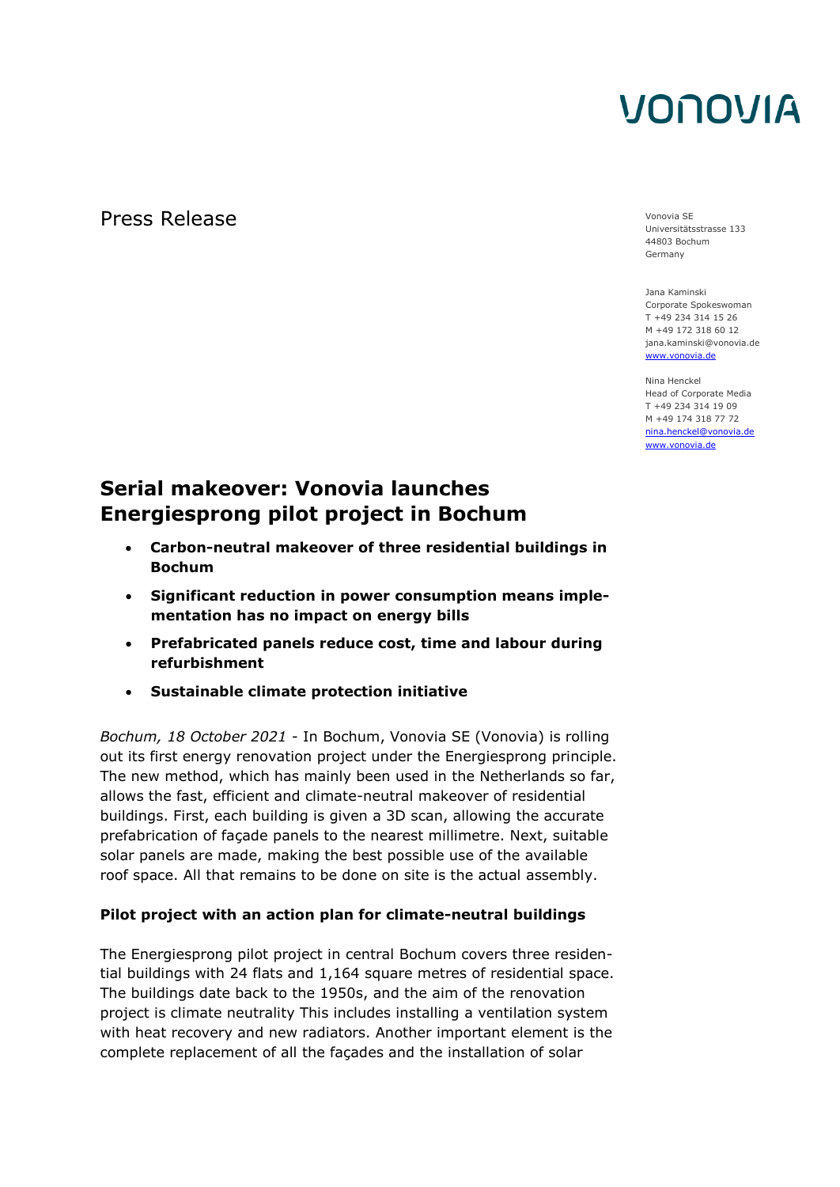VONOVIA

Press Release

Vonovia SE
Universitätsstrasse 133
44803 Bochum
Germany

Jana Kaminski
Corporate Spokeswoman
T +49 234 314 15 26
M +49 172 318 60 12
jana.kaminski@vonovia.de
www.vonovia.de

Nina Henckel
Head of Corporate Media
T +49 234 314 19 09
M +49 174 318 77 72
nina.henckel@vonovia.de
www.vonovia.de

# Serial makeover: Vonovia launches Energiesprong pilot project in Bochum

- **Carbon-neutral makeover of three residential buildings in Bochum**
- **Significant reduction in power consumption means implementation has no impact on energy bills**
- **Prefabricated panels reduce cost, time and labour during refurbishment**
- **Sustainable climate protection initiative**

*Bochum, 18 October 2021* - In Bochum, Vonovia SE (Vonovia) is rolling out its first energy renovation project under the Energiesprong principle. The new method, which has mainly been used in the Netherlands so far, allows the fast, efficient and climate-neutral makeover of residential buildings. First, each building is given a 3D scan, allowing the accurate prefabrication of façade panels to the nearest millimetre. Next, suitable solar panels are made, making the best possible use of the available roof space. All that remains to be done on site is the actual assembly.

### Pilot project with an action plan for climate-neutral buildings

The Energiesprong pilot project in central Bochum covers three residential buildings with 24 flats and 1,164 square metres of residential space. The buildings date back to the 1950s, and the aim of the renovation project is climate neutrality This includes installing a ventilation system with heat recovery and new radiators. Another important element is the complete replacement of all the façades and the installation of solar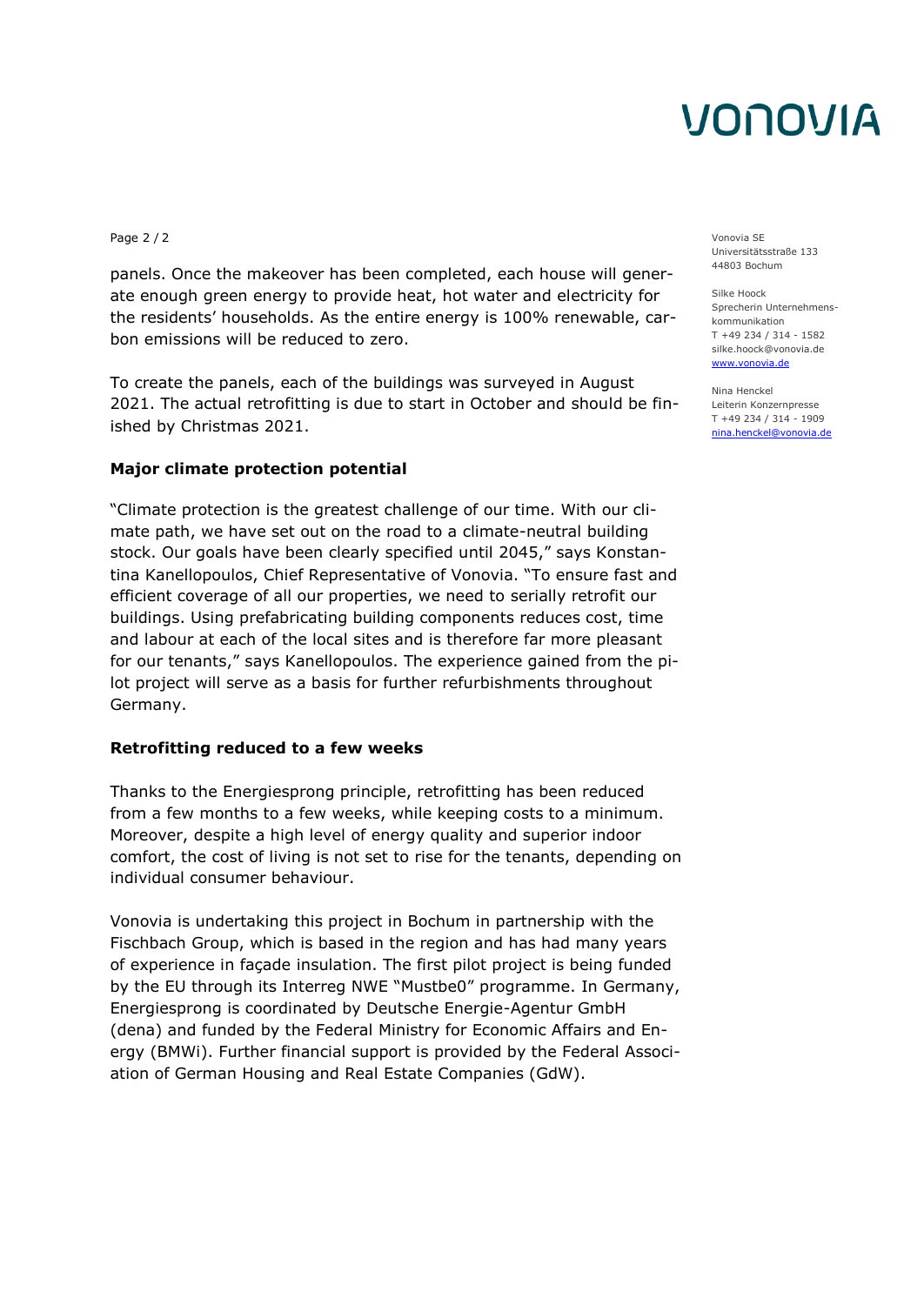panels. Once the makeover has been completed, each house will generate enough green energy to provide heat, hot water and electricity for the residents' households. As the entire energy is 100% renewable, carbon emissions will be reduced to zero.

To create the panels, each of the buildings was surveyed in August 2021. The actual retrofitting is due to start in October and should be finished by Christmas 2021.

**Major climate protection potential**

"Climate protection is the greatest challenge of our time. With our climate path, we have set out on the road to a climate-neutral building stock. Our goals have been clearly specified until 2045," says Konstantina Kanellopoulos, Chief Representative of Vonovia. "To ensure fast and efficient coverage of all our properties, we need to serially retrofit our buildings. Using prefabricating building components reduces cost, time and labour at each of the local sites and is therefore far more pleasant for our tenants," says Kanellopoulos. The experience gained from the pilot project will serve as a basis for further refurbishments throughout Germany.

**Retrofitting reduced to a few weeks**

Thanks to the Energiesprong principle, retrofitting has been reduced from a few months to a few weeks, while keeping costs to a minimum. Moreover, despite a high level of energy quality and superior indoor comfort, the cost of living is not set to rise for the tenants, depending on individual consumer behaviour.

Vonovia is undertaking this project in Bochum in partnership with the Fischbach Group, which is based in the region and has had many years of experience in façade insulation. The first pilot project is being funded by the EU through its Interreg NWE "Mustbe0" programme. In Germany, Energiesprong is coordinated by Deutsche Energie-Agentur GmbH (dena) and funded by the Federal Ministry for Economic Affairs and Energy (BMWi). Further financial support is provided by the Federal Association of German Housing and Real Estate Companies (GdW).

Vonovia SE
Universitätsstraße 133
44803 Bochum

Silke Hoock
Sprecherin Unternehmenskommunikation
T +49 234 / 314 - 1582
silke.hoock@vonovia.de
www.vonovia.de

Nina Henckel
Leiterin Konzernpresse
T +49 234 / 314 - 1909
nina.henckel@vonovia.de